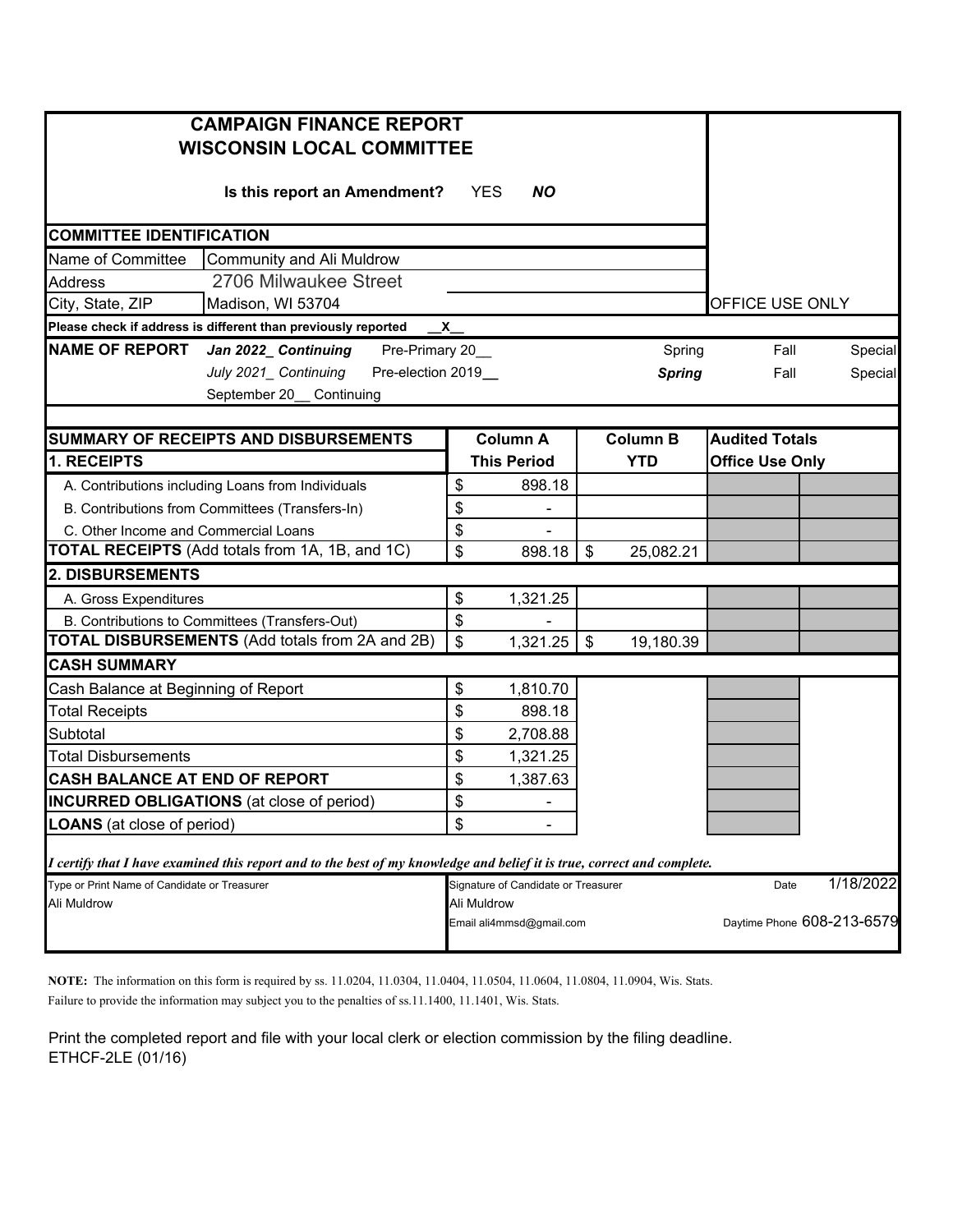# CAMPAIGN FINANCE REPORT
# WISCONSIN LOCAL COMMITTEE

**Is this report an Amendment?** YES ***NO***

OFFICE USE ONLY

## COMMITTEE IDENTIFICATION

| | |
|---|---|
| Name of Committee | Community and Ali Muldrow |
| Address | 2706 Milwaukee Street |
| City, State, ZIP | Madison, WI 53704 |

**Please check if address is different than previously reported** __X__

**NAME OF REPORT**

***Jan 2022_ Continuing*** Pre-Primary 20__ Spring Fall Special

*July 2021_ Continuing* Pre-election 2019__ ***Spring*** Fall Special

September 20__ Continuing

| SUMMARY OF RECEIPTS AND DISBURSEMENTS | Column A | Column B | Audited Totals |
|---|---|---|---|
| **1. RECEIPTS** | **This Period** | **YTD** | **Office Use Only** |
| A. Contributions including Loans from Individuals | $ 898.18 | | |
| B. Contributions from Committees (Transfers-In) | $ - | | |
| C. Other Income and Commercial Loans | $ - | | |
| **TOTAL RECEIPTS** (Add totals from 1A, 1B, and 1C) | $ 898.18 | $ 25,082.21 | |
| **2. DISBURSEMENTS** | | | |
| A. Gross Expenditures | $ 1,321.25 | | |
| B. Contributions to Committees (Transfers-Out) | $ - | | |
| **TOTAL DISBURSEMENTS** (Add totals from 2A and 2B) | $ 1,321.25 | $ 19,180.39 | |
| **CASH SUMMARY** | | | |
| Cash Balance at Beginning of Report | $ 1,810.70 | | |
| Total Receipts | $ 898.18 | | |
| Subtotal | $ 2,708.88 | | |
| Total Disbursements | $ 1,321.25 | | |
| **CASH BALANCE AT END OF REPORT** | $ 1,387.63 | | |
| **INCURRED OBLIGATIONS** (at close of period) | $ - | | |
| **LOANS** (at close of period) | $ - | | |

***I certify that I have examined this report and to the best of my knowledge and belief it is true, correct and complete.***

| Type or Print Name of Candidate or Treasurer | Signature of Candidate or Treasurer | Date 1/18/2022 |
|---|---|---|
| Ali Muldrow | Ali Muldrow | |
| | Email ali4mmsd@gmail.com | Daytime Phone 608-213-6579 |

**NOTE:** The information on this form is required by ss. 11.0204, 11.0304, 11.0404, 11.0504, 11.0604, 11.0804, 11.0904, Wis. Stats. Failure to provide the information may subject you to the penalties of ss.11.1400, 11.1401, Wis. Stats.

Print the completed report and file with your local clerk or election commission by the filing deadline.

ETHCF-2LE (01/16)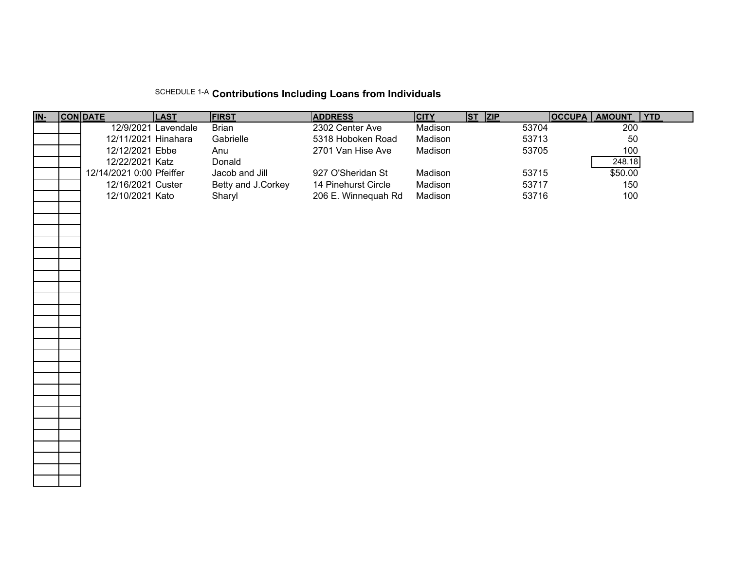SCHEDULE 1-A **Contributions Including Loans from Individuals**

| IN- | CON | DATE | LAST | FIRST | ADDRESS | CITY | ST | ZIP | OCCUPA | AMOUNT | YTD |
|---|---|---|---|---|---|---|---|---|---|---|---|
| | | 12/9/2021 | Lavendale | Brian | 2302 Center Ave | Madison | | 53704 | | 200 | |
| | | 12/11/2021 | Hinahara | Gabrielle | 5318 Hoboken Road | Madison | | 53713 | | 50 | |
| | | 12/12/2021 | Ebbe | Anu | 2701 Van Hise Ave | Madison | | 53705 | | 100 | |
| | | 12/22/2021 | Katz | Donald | | | | | | 248.18 | |
| | | 12/14/2021 0:00 | Pfeiffer | Jacob and Jill | 927 O'Sheridan St | Madison | | 53715 | | $50.00 | |
| | | 12/16/2021 | Custer | Betty and J.Corkey | 14 Pinehurst Circle | Madison | | 53717 | | 150 | |
| | | 12/10/2021 | Kato | Sharyl | 206 E. Winnequah Rd | Madison | | 53716 | | 100 | |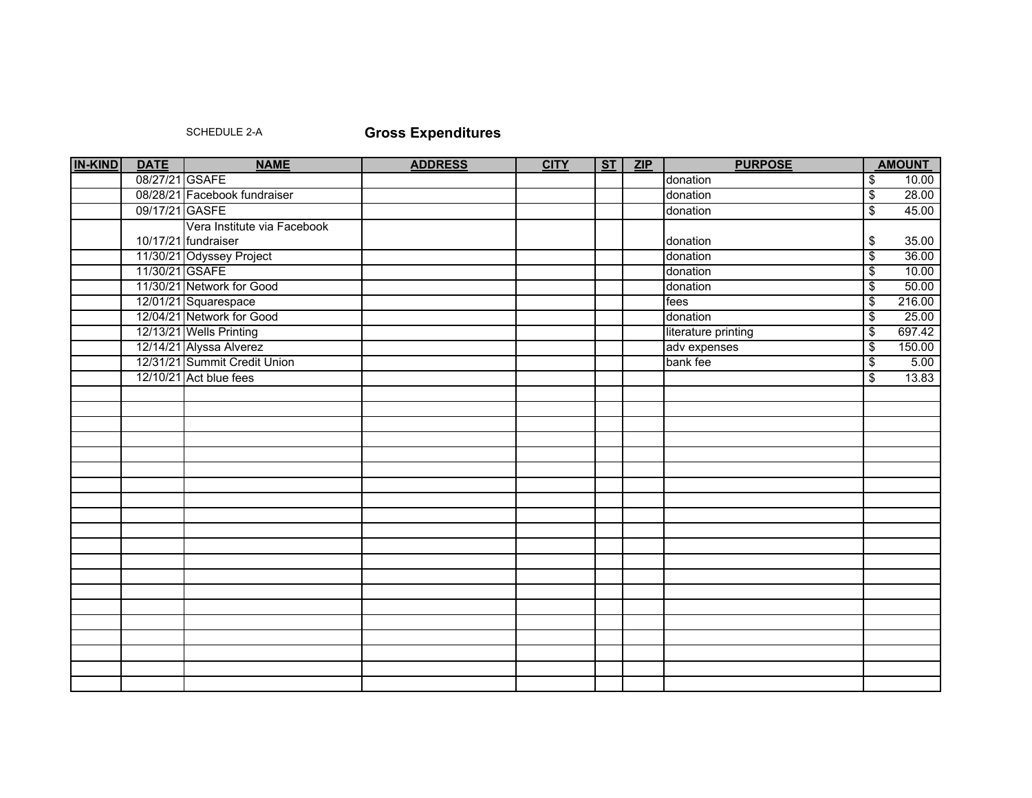SCHEDULE 2-A

## Gross Expenditures

| IN-KIND | DATE | NAME | ADDRESS | CITY | ST | ZIP | PURPOSE | AMOUNT |
|---|---|---|---|---|---|---|---|---|
| | 08/27/21 | GSAFE | | | | | donation | $ 10.00 |
| | 08/28/21 | Facebook fundraiser | | | | | donation | $ 28.00 |
| | 09/17/21 | GASFE | | | | | donation | $ 45.00 |
| | 10/17/21 | Vera Institute via Facebook fundraiser | | | | | donation | $ 35.00 |
| | 11/30/21 | Odyssey Project | | | | | donation | $ 36.00 |
| | 11/30/21 | GSAFE | | | | | donation | $ 10.00 |
| | 11/30/21 | Network for Good | | | | | donation | $ 50.00 |
| | 12/01/21 | Squarespace | | | | | fees | $ 216.00 |
| | 12/04/21 | Network for Good | | | | | donation | $ 25.00 |
| | 12/13/21 | Wells Printing | | | | | literature printing | $ 697.42 |
| | 12/14/21 | Alyssa Alverez | | | | | adv expenses | $ 150.00 |
| | 12/31/21 | Summit Credit Union | | | | | bank fee | $ 5.00 |
| | 12/10/21 | Act blue fees | | | | | | $ 13.83 |